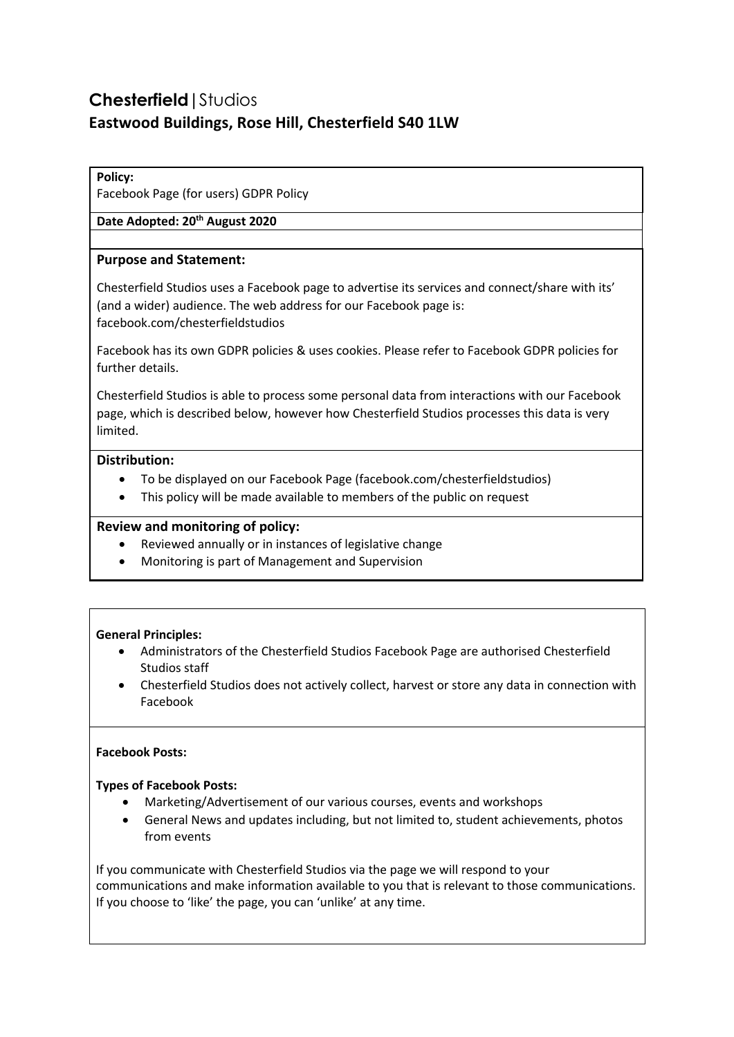# **Chesterfield** | Studios

## Eastwood Buildings, Rose Hill, Chesterfield S40 1LW

**Policy:**
Facebook Page (for users) GDPR Policy

**Date Adopted: 20th August 2020**

### Purpose and Statement:

Chesterfield Studios uses a Facebook page to advertise its services and connect/share with its' (and a wider) audience. The web address for our Facebook page is: facebook.com/chesterfieldstudios

Facebook has its own GDPR policies & uses cookies. Please refer to Facebook GDPR policies for further details.

Chesterfield Studios is able to process some personal data from interactions with our Facebook page, which is described below, however how Chesterfield Studios processes this data is very limited.

### Distribution:

- To be displayed on our Facebook Page (facebook.com/chesterfieldstudios)
- This policy will be made available to members of the public on request

### Review and monitoring of policy:

- Reviewed annually or in instances of legislative change
- Monitoring is part of Management and Supervision

**General Principles:**

- Administrators of the Chesterfield Studios Facebook Page are authorised Chesterfield Studios staff
- Chesterfield Studios does not actively collect, harvest or store any data in connection with Facebook

**Facebook Posts:**

**Types of Facebook Posts:**

- Marketing/Advertisement of our various courses, events and workshops
- General News and updates including, but not limited to, student achievements, photos from events

If you communicate with Chesterfield Studios via the page we will respond to your communications and make information available to you that is relevant to those communications. If you choose to 'like' the page, you can 'unlike' at any time.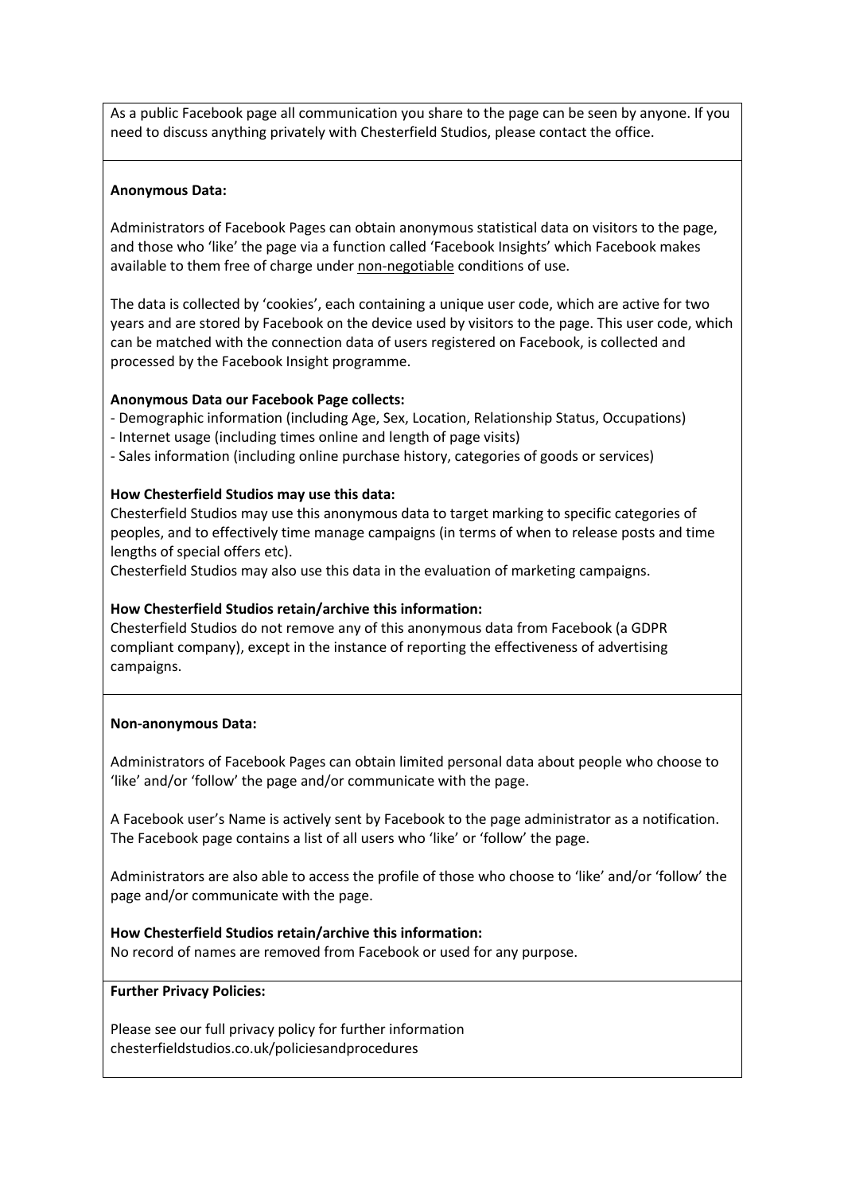As a public Facebook page all communication you share to the page can be seen by anyone. If you need to discuss anything privately with Chesterfield Studios, please contact the office.

**Anonymous Data:**

Administrators of Facebook Pages can obtain anonymous statistical data on visitors to the page, and those who 'like' the page via a function called 'Facebook Insights' which Facebook makes available to them free of charge under <u>non-negotiable</u> conditions of use.

The data is collected by 'cookies', each containing a unique user code, which are active for two years and are stored by Facebook on the device used by visitors to the page. This user code, which can be matched with the connection data of users registered on Facebook, is collected and processed by the Facebook Insight programme.

**Anonymous Data our Facebook Page collects:**

- Demographic information (including Age, Sex, Location, Relationship Status, Occupations)
- Internet usage (including times online and length of page visits)
- Sales information (including online purchase history, categories of goods or services)

**How Chesterfield Studios may use this data:**

Chesterfield Studios may use this anonymous data to target marking to specific categories of peoples, and to effectively time manage campaigns (in terms of when to release posts and time lengths of special offers etc).

Chesterfield Studios may also use this data in the evaluation of marketing campaigns.

**How Chesterfield Studios retain/archive this information:**

Chesterfield Studios do not remove any of this anonymous data from Facebook (a GDPR compliant company), except in the instance of reporting the effectiveness of advertising campaigns.

**Non-anonymous Data:**

Administrators of Facebook Pages can obtain limited personal data about people who choose to 'like' and/or 'follow' the page and/or communicate with the page.

A Facebook user's Name is actively sent by Facebook to the page administrator as a notification. The Facebook page contains a list of all users who 'like' or 'follow' the page.

Administrators are also able to access the profile of those who choose to 'like' and/or 'follow' the page and/or communicate with the page.

**How Chesterfield Studios retain/archive this information:**

No record of names are removed from Facebook or used for any purpose.

**Further Privacy Policies:**

Please see our full privacy policy for further information
chesterfieldstudios.co.uk/policiesandprocedures